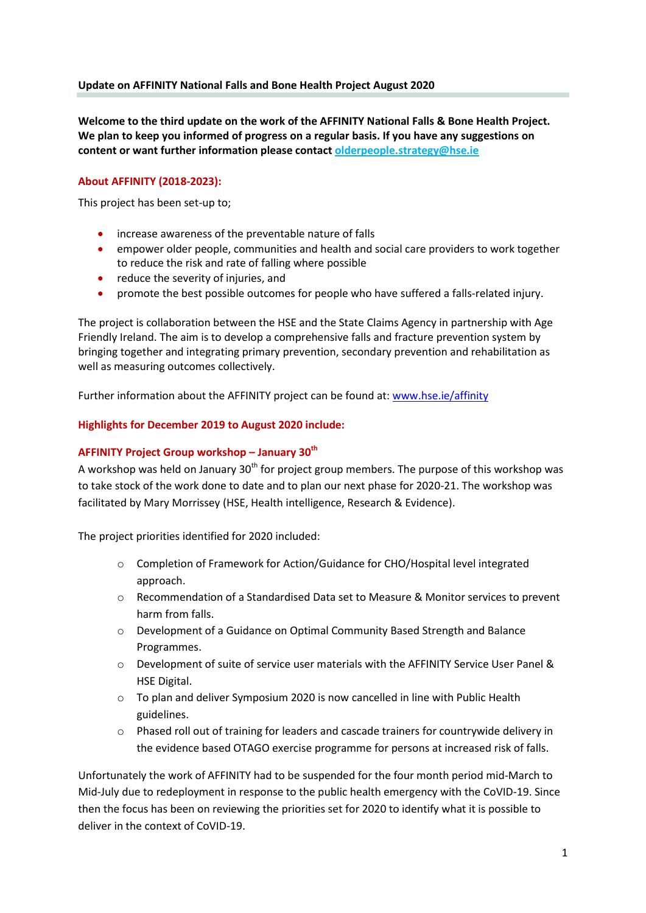## Update on AFFINITY National Falls and Bone Health Project August 2020

**Welcome to the third update on the work of the AFFINITY National Falls & Bone Health Project. We plan to keep you informed of progress on a regular basis. If you have any suggestions on content or want further information please contact olderpeople.strategy@hse.ie**

### About AFFINITY (2018-2023):

This project has been set-up to;

- increase awareness of the preventable nature of falls
- empower older people, communities and health and social care providers to work together to reduce the risk and rate of falling where possible
- reduce the severity of injuries, and
- promote the best possible outcomes for people who have suffered a falls-related injury.

The project is collaboration between the HSE and the State Claims Agency in partnership with Age Friendly Ireland. The aim is to develop a comprehensive falls and fracture prevention system by bringing together and integrating primary prevention, secondary prevention and rehabilitation as well as measuring outcomes collectively.

Further information about the AFFINITY project can be found at: www.hse.ie/affinity

### Highlights for December 2019 to August 2020 include:

#### AFFINITY Project Group workshop – January 30th

A workshop was held on January 30th for project group members. The purpose of this workshop was to take stock of the work done to date and to plan our next phase for 2020-21. The workshop was facilitated by Mary Morrissey (HSE, Health intelligence, Research & Evidence).

The project priorities identified for 2020 included:

- Completion of Framework for Action/Guidance for CHO/Hospital level integrated approach.
- Recommendation of a Standardised Data set to Measure & Monitor services to prevent harm from falls.
- Development of a Guidance on Optimal Community Based Strength and Balance Programmes.
- Development of suite of service user materials with the AFFINITY Service User Panel & HSE Digital.
- To plan and deliver Symposium 2020 is now cancelled in line with Public Health guidelines.
- Phased roll out of training for leaders and cascade trainers for countrywide delivery in the evidence based OTAGO exercise programme for persons at increased risk of falls.

Unfortunately the work of AFFINITY had to be suspended for the four month period mid-March to Mid-July due to redeployment in response to the public health emergency with the CoVID-19. Since then the focus has been on reviewing the priorities set for 2020 to identify what it is possible to deliver in the context of CoVID-19.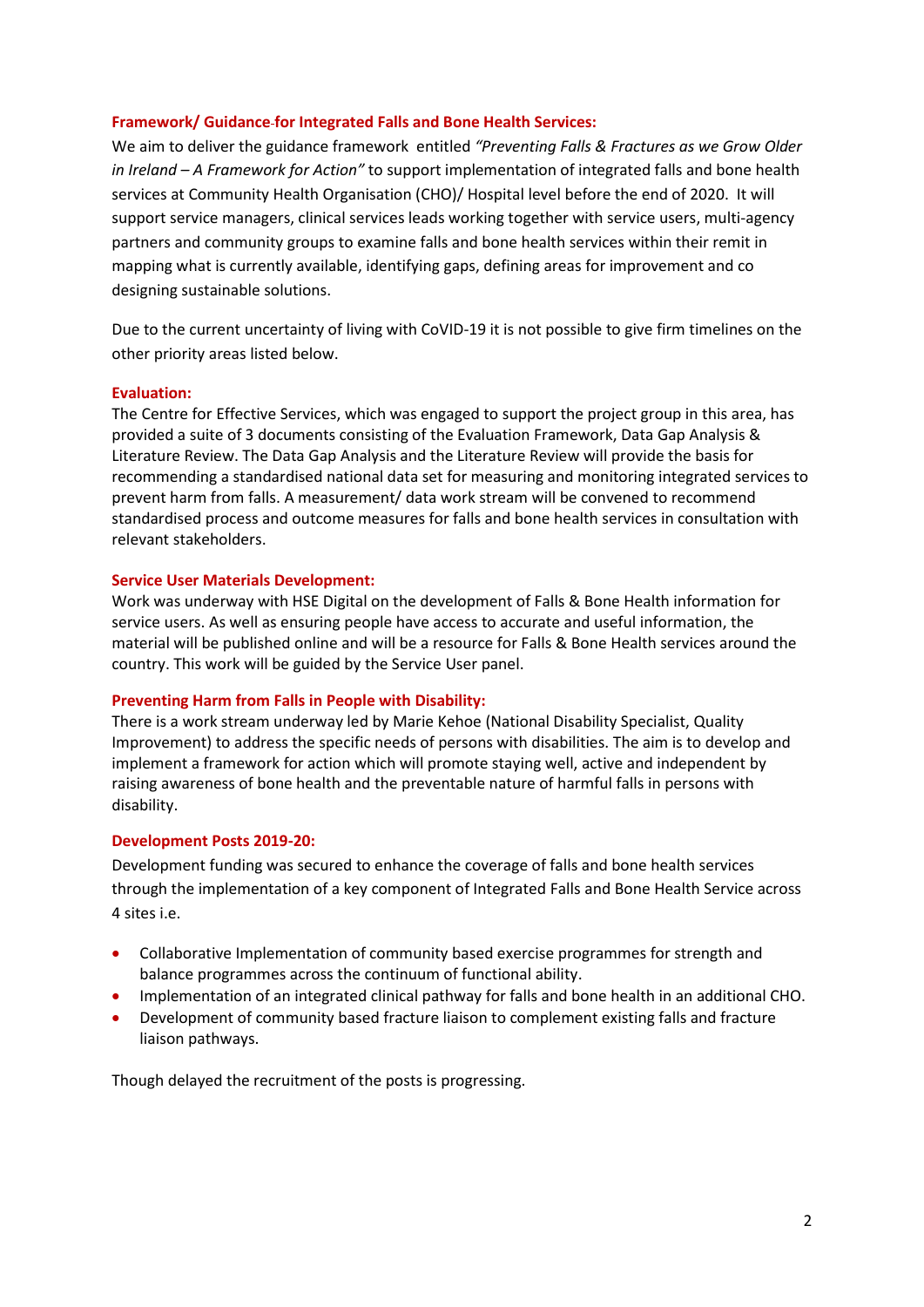### Framework/ Guidance for Integrated Falls and Bone Health Services:

We aim to deliver the guidance framework entitled *"Preventing Falls & Fractures as we Grow Older in Ireland – A Framework for Action"* to support implementation of integrated falls and bone health services at Community Health Organisation (CHO)/ Hospital level before the end of 2020. It will support service managers, clinical services leads working together with service users, multi-agency partners and community groups to examine falls and bone health services within their remit in mapping what is currently available, identifying gaps, defining areas for improvement and co designing sustainable solutions.

Due to the current uncertainty of living with CoVID-19 it is not possible to give firm timelines on the other priority areas listed below.

### Evaluation:

The Centre for Effective Services, which was engaged to support the project group in this area, has provided a suite of 3 documents consisting of the Evaluation Framework, Data Gap Analysis & Literature Review. The Data Gap Analysis and the Literature Review will provide the basis for recommending a standardised national data set for measuring and monitoring integrated services to prevent harm from falls. A measurement/ data work stream will be convened to recommend standardised process and outcome measures for falls and bone health services in consultation with relevant stakeholders.

### Service User Materials Development:

Work was underway with HSE Digital on the development of Falls & Bone Health information for service users. As well as ensuring people have access to accurate and useful information, the material will be published online and will be a resource for Falls & Bone Health services around the country. This work will be guided by the Service User panel.

### Preventing Harm from Falls in People with Disability:

There is a work stream underway led by Marie Kehoe (National Disability Specialist, Quality Improvement) to address the specific needs of persons with disabilities. The aim is to develop and implement a framework for action which will promote staying well, active and independent by raising awareness of bone health and the preventable nature of harmful falls in persons with disability.

### Development Posts 2019-20:

Development funding was secured to enhance the coverage of falls and bone health services through the implementation of a key component of Integrated Falls and Bone Health Service across 4 sites i.e.

- Collaborative Implementation of community based exercise programmes for strength and balance programmes across the continuum of functional ability.
- Implementation of an integrated clinical pathway for falls and bone health in an additional CHO.
- Development of community based fracture liaison to complement existing falls and fracture liaison pathways.

Though delayed the recruitment of the posts is progressing.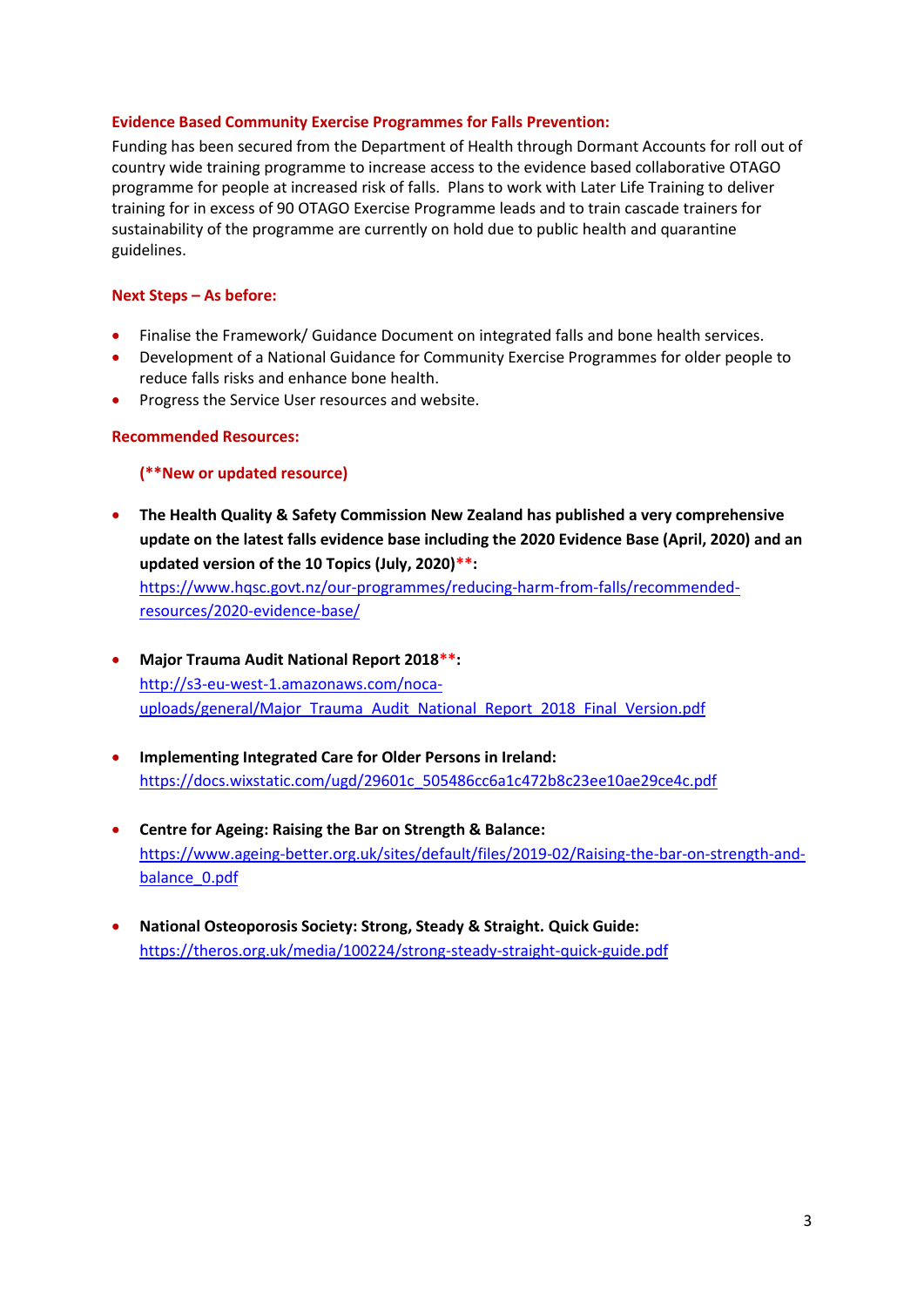**Evidence Based Community Exercise Programmes for Falls Prevention:**

Funding has been secured from the Department of Health through Dormant Accounts for roll out of country wide training programme to increase access to the evidence based collaborative OTAGO programme for people at increased risk of falls. Plans to work with Later Life Training to deliver training for in excess of 90 OTAGO Exercise Programme leads and to train cascade trainers for sustainability of the programme are currently on hold due to public health and quarantine guidelines.

**Next Steps – As before:**

- Finalise the Framework/ Guidance Document on integrated falls and bone health services.
- Development of a National Guidance for Community Exercise Programmes for older people to reduce falls risks and enhance bone health.
- Progress the Service User resources and website.

**Recommended Resources:**

**(**New or updated resource)**

- **The Health Quality & Safety Commission New Zealand has published a very comprehensive update on the latest falls evidence base including the 2020 Evidence Base (April, 2020) and an updated version of the 10 Topics (July, 2020)**:**
  https://www.hqsc.govt.nz/our-programmes/reducing-harm-from-falls/recommended-resources/2020-evidence-base/

- **Major Trauma Audit National Report 2018**:**
  http://s3-eu-west-1.amazonaws.com/noca-uploads/general/Major_Trauma_Audit_National_Report_2018_Final_Version.pdf

- **Implementing Integrated Care for Older Persons in Ireland:**
  https://docs.wixstatic.com/ugd/29601c_505486cc6a1c472b8c23ee10ae29ce4c.pdf

- **Centre for Ageing: Raising the Bar on Strength & Balance:**
  https://www.ageing-better.org.uk/sites/default/files/2019-02/Raising-the-bar-on-strength-and-balance_0.pdf

- **National Osteoporosis Society: Strong, Steady & Straight. Quick Guide:**
  https://theros.org.uk/media/100224/strong-steady-straight-quick-guide.pdf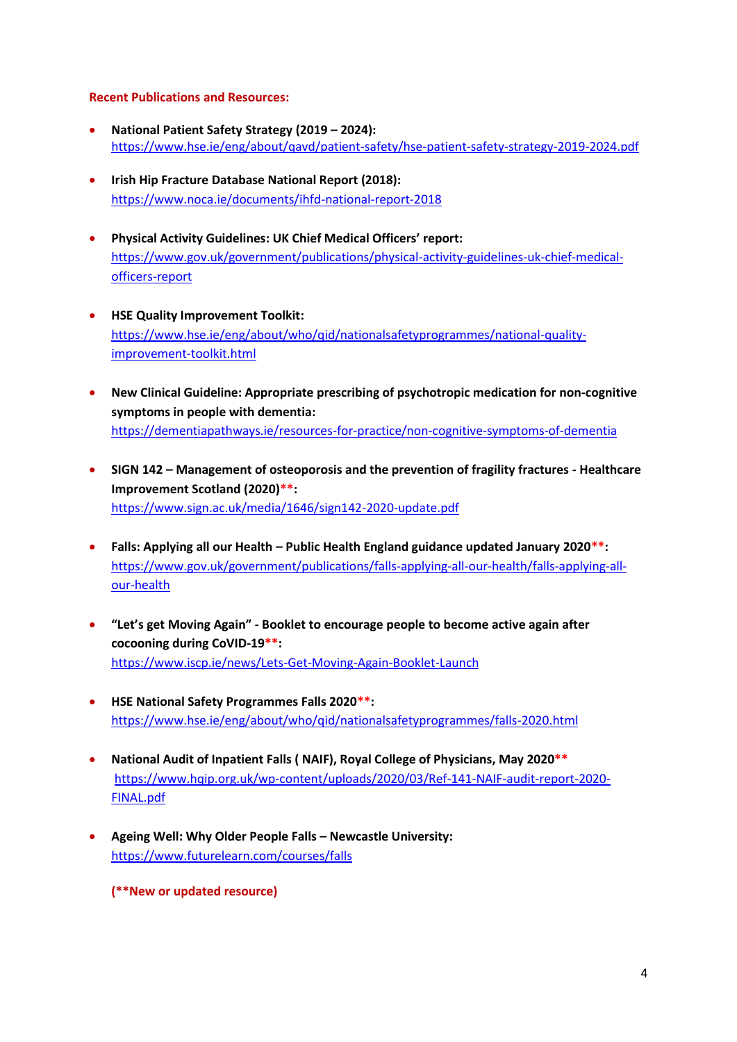**Recent Publications and Resources:**

- **National Patient Safety Strategy (2019 – 2024):** https://www.hse.ie/eng/about/qavd/patient-safety/hse-patient-safety-strategy-2019-2024.pdf

- **Irish Hip Fracture Database National Report (2018):** https://www.noca.ie/documents/ihfd-national-report-2018

- **Physical Activity Guidelines: UK Chief Medical Officers' report:** https://www.gov.uk/government/publications/physical-activity-guidelines-uk-chief-medical-officers-report

- **HSE Quality Improvement Toolkit:** https://www.hse.ie/eng/about/who/qid/nationalsafetyprogrammes/national-quality-improvement-toolkit.html

- **New Clinical Guideline: Appropriate prescribing of psychotropic medication for non-cognitive symptoms in people with dementia:** https://dementiapathways.ie/resources-for-practice/non-cognitive-symptoms-of-dementia

- **SIGN 142 – Management of osteoporosis and the prevention of fragility fractures - Healthcare Improvement Scotland (2020)\*\*:** https://www.sign.ac.uk/media/1646/sign142-2020-update.pdf

- **Falls: Applying all our Health – Public Health England guidance updated January 2020\*\*:** https://www.gov.uk/government/publications/falls-applying-all-our-health/falls-applying-all-our-health

- **"Let's get Moving Again" - Booklet to encourage people to become active again after cocooning during CoVID-19\*\*:** https://www.iscp.ie/news/Lets-Get-Moving-Again-Booklet-Launch

- **HSE National Safety Programmes Falls 2020\*\*:** https://www.hse.ie/eng/about/who/qid/nationalsafetyprogrammes/falls-2020.html

- **National Audit of Inpatient Falls ( NAIF), Royal College of Physicians, May 2020\*\*** https://www.hqip.org.uk/wp-content/uploads/2020/03/Ref-141-NAIF-audit-report-2020-FINAL.pdf

- **Ageing Well: Why Older People Falls – Newcastle University:** https://www.futurelearn.com/courses/falls

**(\*\*New or updated resource)**